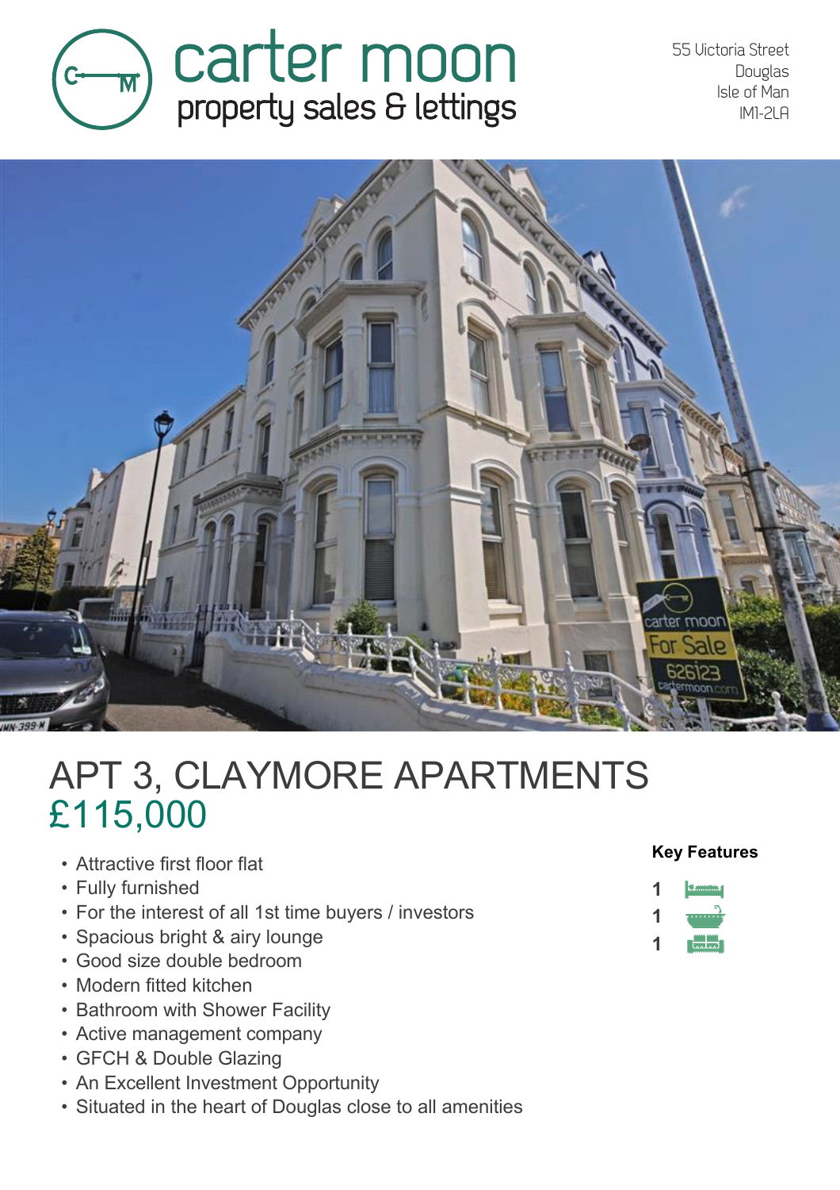carter moon
property sales & lettings

55 Victoria Street
Douglas
Isle of Man
IM1-2LA

# APT 3, CLAYMORE APARTMENTS

## £115,000

- Attractive first floor flat
- Fully furnished
- For the interest of all 1st time buyers / investors
- Spacious bright & airy lounge
- Good size double bedroom
- Modern fitted kitchen
- Bathroom with Shower Facility
- Active management company
- GFCH & Double Glazing
- An Excellent Investment Opportunity
- Situated in the heart of Douglas close to all amenities

**Key Features**

1
1
1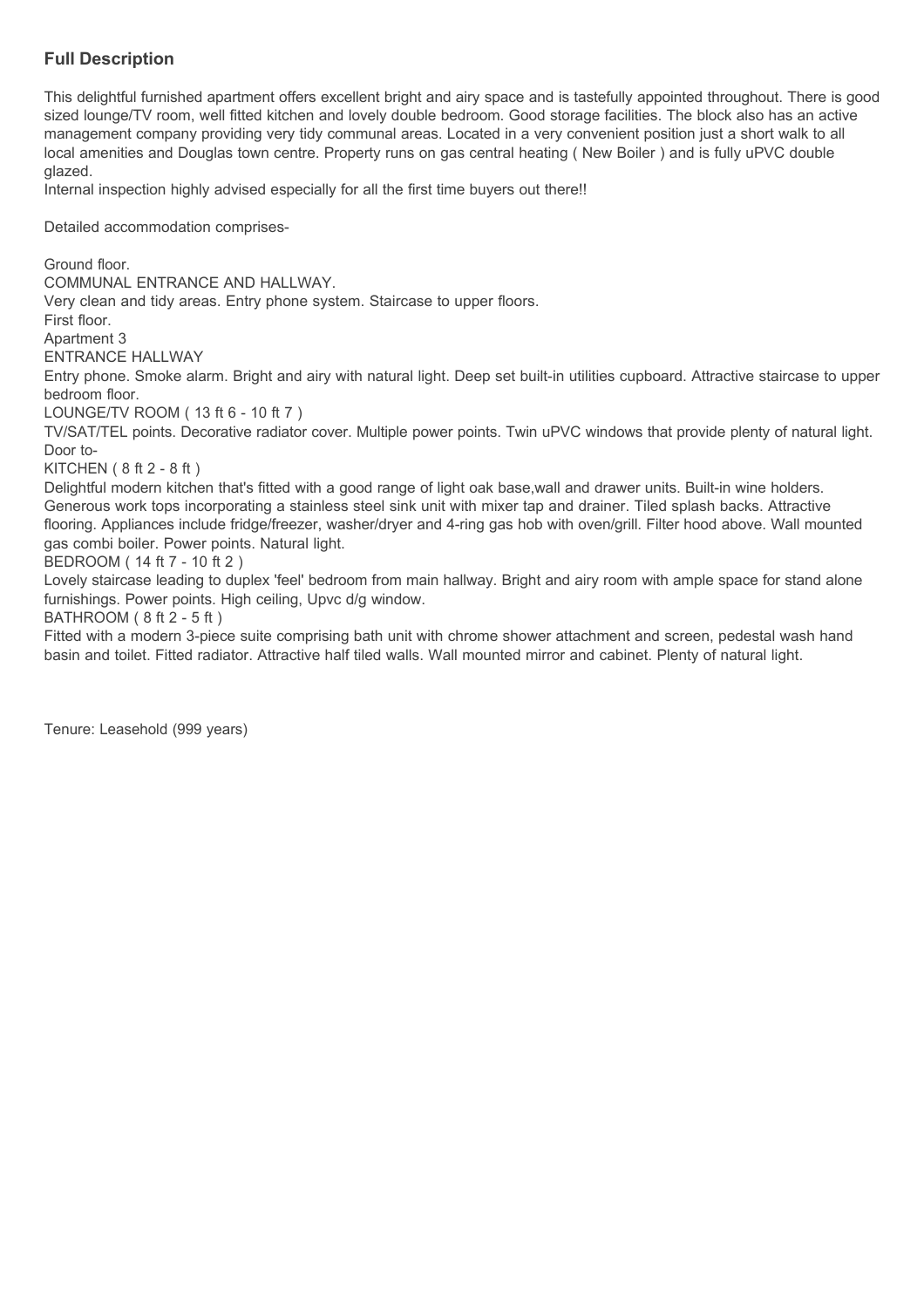## Full Description

This delightful furnished apartment offers excellent bright and airy space and is tastefully appointed throughout. There is good sized lounge/TV room, well fitted kitchen and lovely double bedroom. Good storage facilities. The block also has an active management company providing very tidy communal areas. Located in a very convenient position just a short walk to all local amenities and Douglas town centre. Property runs on gas central heating ( New Boiler ) and is fully uPVC double glazed.
Internal inspection highly advised especially for all the first time buyers out there!!

Detailed accommodation comprises-

Ground floor.
COMMUNAL ENTRANCE AND HALLWAY.
Very clean and tidy areas. Entry phone system. Staircase to upper floors.
First floor.
Apartment 3
ENTRANCE HALLWAY
Entry phone. Smoke alarm. Bright and airy with natural light. Deep set built-in utilities cupboard. Attractive staircase to upper bedroom floor.
LOUNGE/TV ROOM ( 13 ft 6 - 10 ft 7 )
TV/SAT/TEL points. Decorative radiator cover. Multiple power points. Twin uPVC windows that provide plenty of natural light. Door to-
KITCHEN ( 8 ft 2 - 8 ft )
Delightful modern kitchen that's fitted with a good range of light oak base,wall and drawer units. Built-in wine holders. Generous work tops incorporating a stainless steel sink unit with mixer tap and drainer. Tiled splash backs. Attractive flooring. Appliances include fridge/freezer, washer/dryer and 4-ring gas hob with oven/grill. Filter hood above. Wall mounted gas combi boiler. Power points. Natural light.
BEDROOM ( 14 ft 7 - 10 ft 2 )
Lovely staircase leading to duplex 'feel' bedroom from main hallway. Bright and airy room with ample space for stand alone furnishings. Power points. High ceiling, Upvc d/g window.
BATHROOM ( 8 ft 2 - 5 ft )
Fitted with a modern 3-piece suite comprising bath unit with chrome shower attachment and screen, pedestal wash hand basin and toilet. Fitted radiator. Attractive half tiled walls. Wall mounted mirror and cabinet. Plenty of natural light.

Tenure: Leasehold (999 years)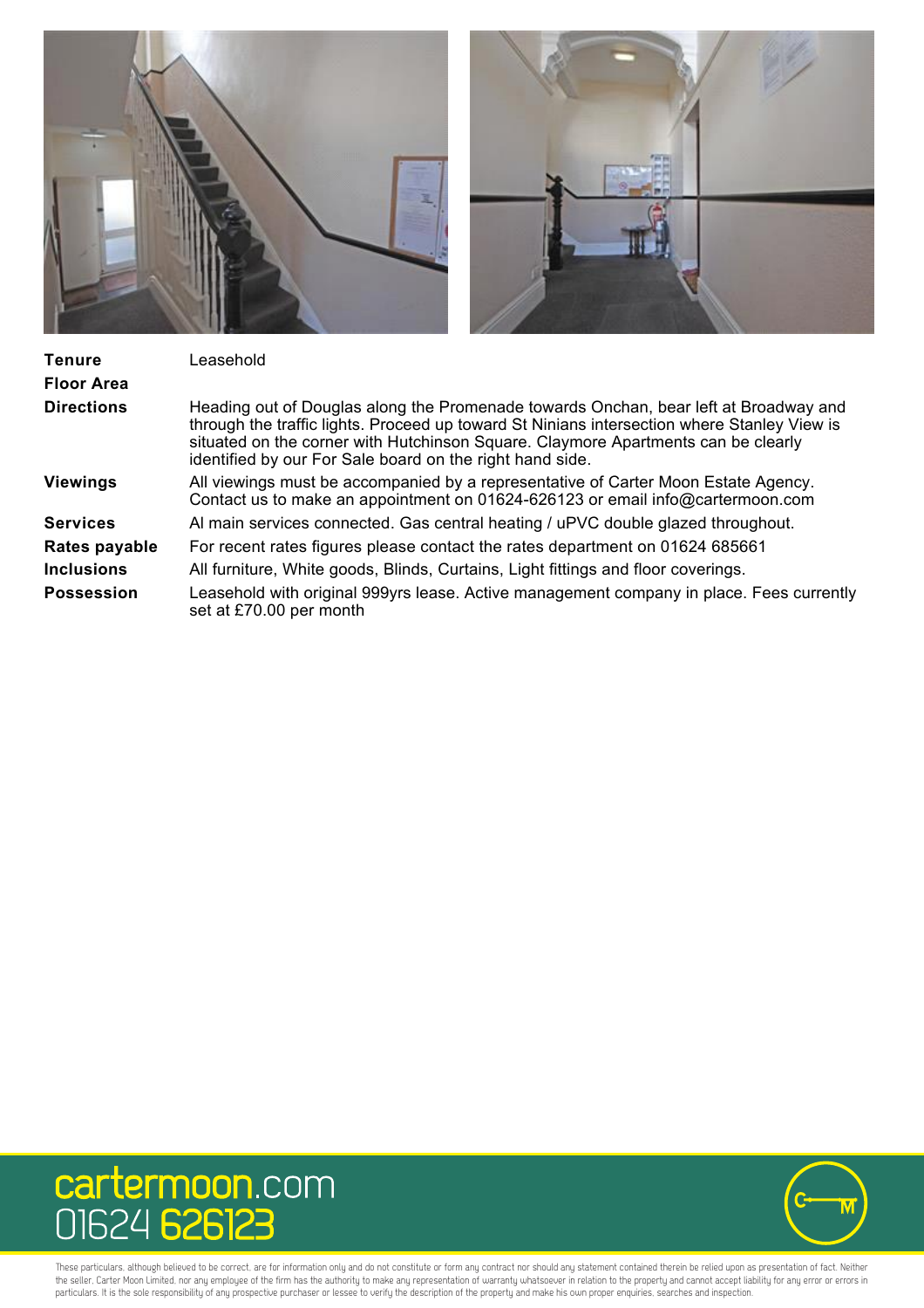| | |
|---|---|
| **Tenure** | Leasehold |
| **Floor Area** | |
| **Directions** | Heading out of Douglas along the Promenade towards Onchan, bear left at Broadway and through the traffic lights. Proceed up toward St Ninians intersection where Stanley View is situated on the corner with Hutchinson Square. Claymore Apartments can be clearly identified by our For Sale board on the right hand side. |
| **Viewings** | All viewings must be accompanied by a representative of Carter Moon Estate Agency. Contact us to make an appointment on 01624-626123 or email info@cartermoon.com |
| **Services** | Al main services connected. Gas central heating / uPVC double glazed throughout. |
| **Rates payable** | For recent rates figures please contact the rates department on 01624 685661 |
| **Inclusions** | All furniture, White goods, Blinds, Curtains, Light fittings and floor coverings. |
| **Possession** | Leasehold with original 999yrs lease. Active management company in place. Fees currently set at £70.00 per month |

cartermoon.com
01624 626123

These particulars, although believed to be correct, are for information only and do not constitute or form any contract nor should any statement contained therein be relied upon as presentation of fact. Neither the seller, Carter Moon Limited, nor any employee of the firm has the authority to make any representation of warranty whatsoever in relation to the property and cannot accept liability for any error or errors in particulars. It is the sole responsibility of any prospective purchaser or lessee to verify the description of the property and make his own proper enquiries, searches and inspection.